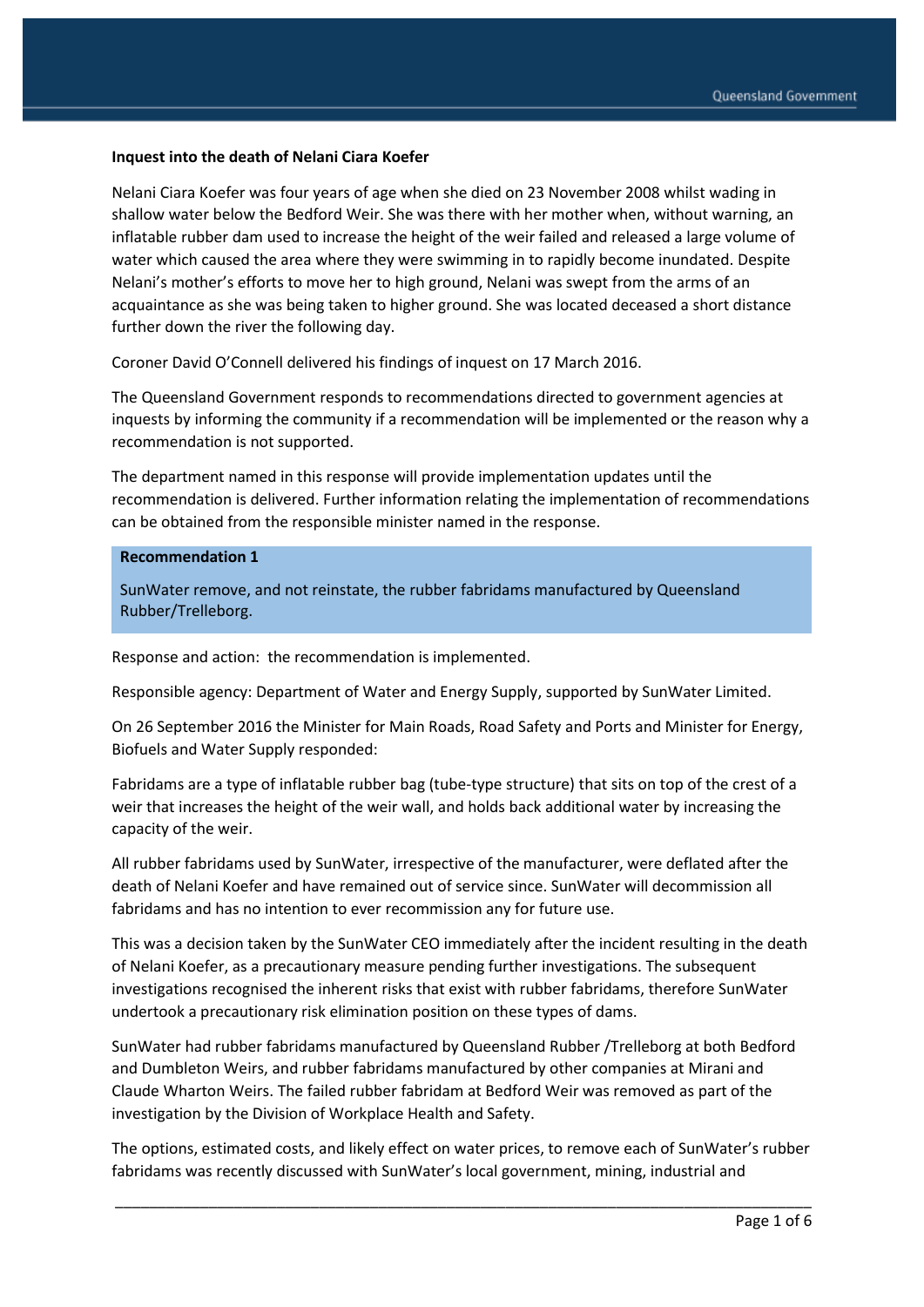**Inquest into the death of Nelani Ciara Koefer**

Nelani Ciara Koefer was four years of age when she died on 23 November 2008 whilst wading in shallow water below the Bedford Weir. She was there with her mother when, without warning, an inflatable rubber dam used to increase the height of the weir failed and released a large volume of water which caused the area where they were swimming in to rapidly become inundated. Despite Nelani's mother's efforts to move her to high ground, Nelani was swept from the arms of an acquaintance as she was being taken to higher ground. She was located deceased a short distance further down the river the following day.

Coroner David O'Connell delivered his findings of inquest on 17 March 2016.

The Queensland Government responds to recommendations directed to government agencies at inquests by informing the community if a recommendation will be implemented or the reason why a recommendation is not supported.

The department named in this response will provide implementation updates until the recommendation is delivered. Further information relating the implementation of recommendations can be obtained from the responsible minister named in the response.

**Recommendation 1**

SunWater remove, and not reinstate, the rubber fabridams manufactured by Queensland Rubber/Trelleborg.

Response and action: the recommendation is implemented.

Responsible agency: Department of Water and Energy Supply, supported by SunWater Limited.

On 26 September 2016 the Minister for Main Roads, Road Safety and Ports and Minister for Energy, Biofuels and Water Supply responded:

Fabridams are a type of inflatable rubber bag (tube-type structure) that sits on top of the crest of a weir that increases the height of the weir wall, and holds back additional water by increasing the capacity of the weir.

All rubber fabridams used by SunWater, irrespective of the manufacturer, were deflated after the death of Nelani Koefer and have remained out of service since. SunWater will decommission all fabridams and has no intention to ever recommission any for future use.

This was a decision taken by the SunWater CEO immediately after the incident resulting in the death of Nelani Koefer, as a precautionary measure pending further investigations. The subsequent investigations recognised the inherent risks that exist with rubber fabridams, therefore SunWater undertook a precautionary risk elimination position on these types of dams.

SunWater had rubber fabridams manufactured by Queensland Rubber /Trelleborg at both Bedford and Dumbleton Weirs, and rubber fabridams manufactured by other companies at Mirani and Claude Wharton Weirs. The failed rubber fabridam at Bedford Weir was removed as part of the investigation by the Division of Workplace Health and Safety.

The options, estimated costs, and likely effect on water prices, to remove each of SunWater's rubber fabridams was recently discussed with SunWater's local government, mining, industrial and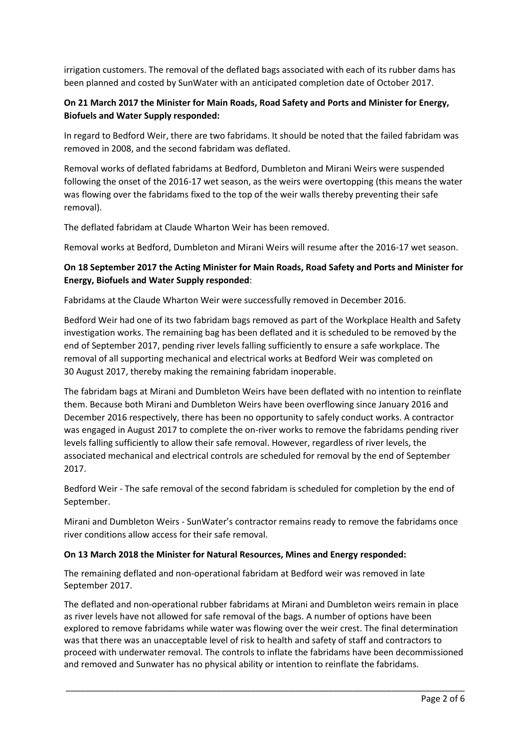irrigation customers. The removal of the deflated bags associated with each of its rubber dams has been planned and costed by SunWater with an anticipated completion date of October 2017.

**On 21 March 2017 the Minister for Main Roads, Road Safety and Ports and Minister for Energy, Biofuels and Water Supply responded:**

In regard to Bedford Weir, there are two fabridams. It should be noted that the failed fabridam was removed in 2008, and the second fabridam was deflated.

Removal works of deflated fabridams at Bedford, Dumbleton and Mirani Weirs were suspended following the onset of the 2016-17 wet season, as the weirs were overtopping (this means the water was flowing over the fabridams fixed to the top of the weir walls thereby preventing their safe removal).

The deflated fabridam at Claude Wharton Weir has been removed.

Removal works at Bedford, Dumbleton and Mirani Weirs will resume after the 2016-17 wet season.

**On 18 September 2017 the Acting Minister for Main Roads, Road Safety and Ports and Minister for Energy, Biofuels and Water Supply responded**:

Fabridams at the Claude Wharton Weir were successfully removed in December 2016.

Bedford Weir had one of its two fabridam bags removed as part of the Workplace Health and Safety investigation works. The remaining bag has been deflated and it is scheduled to be removed by the end of September 2017, pending river levels falling sufficiently to ensure a safe workplace. The removal of all supporting mechanical and electrical works at Bedford Weir was completed on 30 August 2017, thereby making the remaining fabridam inoperable.

The fabridam bags at Mirani and Dumbleton Weirs have been deflated with no intention to reinflate them. Because both Mirani and Dumbleton Weirs have been overflowing since January 2016 and December 2016 respectively, there has been no opportunity to safely conduct works. A contractor was engaged in August 2017 to complete the on-river works to remove the fabridams pending river levels falling sufficiently to allow their safe removal. However, regardless of river levels, the associated mechanical and electrical controls are scheduled for removal by the end of September 2017.

Bedford Weir - The safe removal of the second fabridam is scheduled for completion by the end of September.

Mirani and Dumbleton Weirs - SunWater's contractor remains ready to remove the fabridams once river conditions allow access for their safe removal.

**On 13 March 2018 the Minister for Natural Resources, Mines and Energy responded:**

The remaining deflated and non-operational fabridam at Bedford weir was removed in late September 2017.

The deflated and non-operational rubber fabridams at Mirani and Dumbleton weirs remain in place as river levels have not allowed for safe removal of the bags. A number of options have been explored to remove fabridams while water was flowing over the weir crest. The final determination was that there was an unacceptable level of risk to health and safety of staff and contractors to proceed with underwater removal. The controls to inflate the fabridams have been decommissioned and removed and Sunwater has no physical ability or intention to reinflate the fabridams.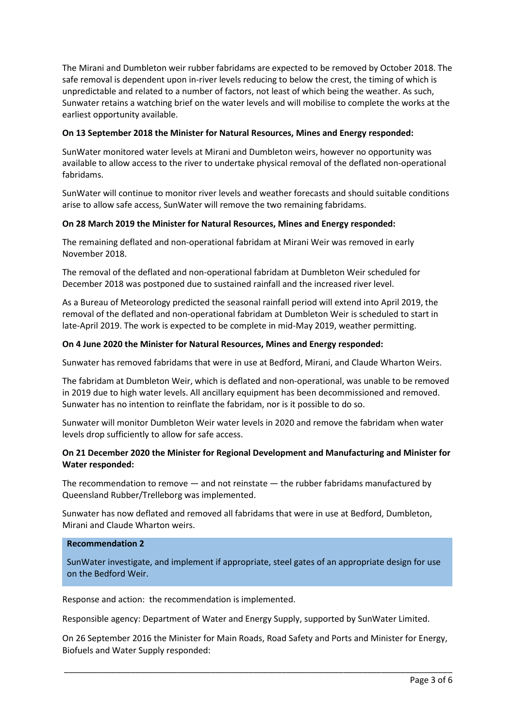The Mirani and Dumbleton weir rubber fabridams are expected to be removed by October 2018. The safe removal is dependent upon in-river levels reducing to below the crest, the timing of which is unpredictable and related to a number of factors, not least of which being the weather. As such, Sunwater retains a watching brief on the water levels and will mobilise to complete the works at the earliest opportunity available.

**On 13 September 2018 the Minister for Natural Resources, Mines and Energy responded:**

SunWater monitored water levels at Mirani and Dumbleton weirs, however no opportunity was available to allow access to the river to undertake physical removal of the deflated non-operational fabridams.

SunWater will continue to monitor river levels and weather forecasts and should suitable conditions arise to allow safe access, SunWater will remove the two remaining fabridams.

**On 28 March 2019 the Minister for Natural Resources, Mines and Energy responded:**

The remaining deflated and non-operational fabridam at Mirani Weir was removed in early November 2018.

The removal of the deflated and non-operational fabridam at Dumbleton Weir scheduled for December 2018 was postponed due to sustained rainfall and the increased river level.

As a Bureau of Meteorology predicted the seasonal rainfall period will extend into April 2019, the removal of the deflated and non-operational fabridam at Dumbleton Weir is scheduled to start in late-April 2019. The work is expected to be complete in mid-May 2019, weather permitting.

**On 4 June 2020 the Minister for Natural Resources, Mines and Energy responded:**

Sunwater has removed fabridams that were in use at Bedford, Mirani, and Claude Wharton Weirs.

The fabridam at Dumbleton Weir, which is deflated and non-operational, was unable to be removed in 2019 due to high water levels. All ancillary equipment has been decommissioned and removed. Sunwater has no intention to reinflate the fabridam, nor is it possible to do so.

Sunwater will monitor Dumbleton Weir water levels in 2020 and remove the fabridam when water levels drop sufficiently to allow for safe access.

**On 21 December 2020 the Minister for Regional Development and Manufacturing and Minister for Water responded:**

The recommendation to remove — and not reinstate — the rubber fabridams manufactured by Queensland Rubber/Trelleborg was implemented.

Sunwater has now deflated and removed all fabridams that were in use at Bedford, Dumbleton, Mirani and Claude Wharton weirs.

**Recommendation 2**

SunWater investigate, and implement if appropriate, steel gates of an appropriate design for use on the Bedford Weir.

Response and action: the recommendation is implemented.

Responsible agency: Department of Water and Energy Supply, supported by SunWater Limited.

On 26 September 2016 the Minister for Main Roads, Road Safety and Ports and Minister for Energy, Biofuels and Water Supply responded: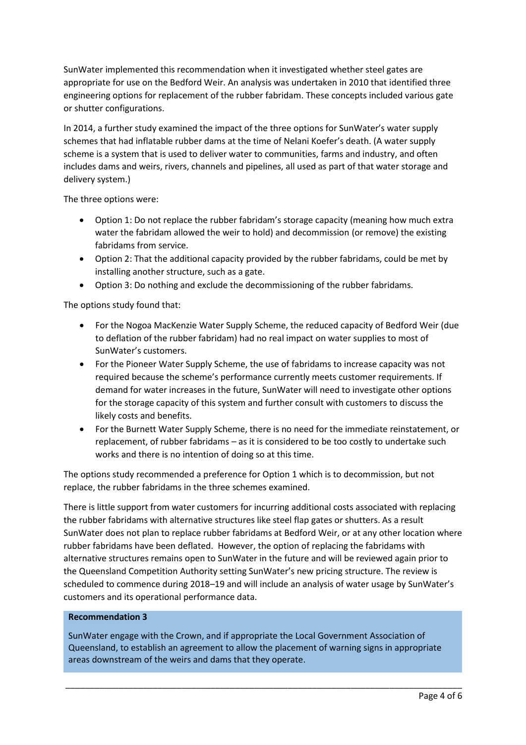SunWater implemented this recommendation when it investigated whether steel gates are appropriate for use on the Bedford Weir. An analysis was undertaken in 2010 that identified three engineering options for replacement of the rubber fabridam. These concepts included various gate or shutter configurations.

In 2014, a further study examined the impact of the three options for SunWater's water supply schemes that had inflatable rubber dams at the time of Nelani Koefer's death. (A water supply scheme is a system that is used to deliver water to communities, farms and industry, and often includes dams and weirs, rivers, channels and pipelines, all used as part of that water storage and delivery system.)

The three options were:

- Option 1: Do not replace the rubber fabridam's storage capacity (meaning how much extra water the fabridam allowed the weir to hold) and decommission (or remove) the existing fabridams from service.
- Option 2: That the additional capacity provided by the rubber fabridams, could be met by installing another structure, such as a gate.
- Option 3: Do nothing and exclude the decommissioning of the rubber fabridams.

The options study found that:

- For the Nogoa MacKenzie Water Supply Scheme, the reduced capacity of Bedford Weir (due to deflation of the rubber fabridam) had no real impact on water supplies to most of SunWater's customers.
- For the Pioneer Water Supply Scheme, the use of fabridams to increase capacity was not required because the scheme's performance currently meets customer requirements. If demand for water increases in the future, SunWater will need to investigate other options for the storage capacity of this system and further consult with customers to discuss the likely costs and benefits.
- For the Burnett Water Supply Scheme, there is no need for the immediate reinstatement, or replacement, of rubber fabridams – as it is considered to be too costly to undertake such works and there is no intention of doing so at this time.

The options study recommended a preference for Option 1 which is to decommission, but not replace, the rubber fabridams in the three schemes examined.

There is little support from water customers for incurring additional costs associated with replacing the rubber fabridams with alternative structures like steel flap gates or shutters. As a result SunWater does not plan to replace rubber fabridams at Bedford Weir, or at any other location where rubber fabridams have been deflated. However, the option of replacing the fabridams with alternative structures remains open to SunWater in the future and will be reviewed again prior to the Queensland Competition Authority setting SunWater's new pricing structure. The review is scheduled to commence during 2018–19 and will include an analysis of water usage by SunWater's customers and its operational performance data.

**Recommendation 3**

SunWater engage with the Crown, and if appropriate the Local Government Association of Queensland, to establish an agreement to allow the placement of warning signs in appropriate areas downstream of the weirs and dams that they operate.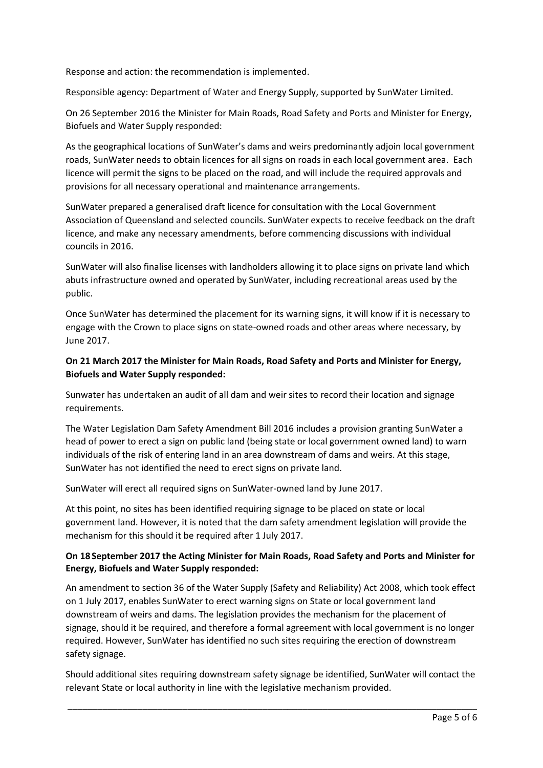Response and action: the recommendation is implemented.

Responsible agency: Department of Water and Energy Supply, supported by SunWater Limited.

On 26 September 2016 the Minister for Main Roads, Road Safety and Ports and Minister for Energy, Biofuels and Water Supply responded:

As the geographical locations of SunWater's dams and weirs predominantly adjoin local government roads, SunWater needs to obtain licences for all signs on roads in each local government area. Each licence will permit the signs to be placed on the road, and will include the required approvals and provisions for all necessary operational and maintenance arrangements.

SunWater prepared a generalised draft licence for consultation with the Local Government Association of Queensland and selected councils. SunWater expects to receive feedback on the draft licence, and make any necessary amendments, before commencing discussions with individual councils in 2016.

SunWater will also finalise licenses with landholders allowing it to place signs on private land which abuts infrastructure owned and operated by SunWater, including recreational areas used by the public.

Once SunWater has determined the placement for its warning signs, it will know if it is necessary to engage with the Crown to place signs on state-owned roads and other areas where necessary, by June 2017.

**On 21 March 2017 the Minister for Main Roads, Road Safety and Ports and Minister for Energy, Biofuels and Water Supply responded:**

Sunwater has undertaken an audit of all dam and weir sites to record their location and signage requirements.

The Water Legislation Dam Safety Amendment Bill 2016 includes a provision granting SunWater a head of power to erect a sign on public land (being state or local government owned land) to warn individuals of the risk of entering land in an area downstream of dams and weirs. At this stage, SunWater has not identified the need to erect signs on private land.

SunWater will erect all required signs on SunWater-owned land by June 2017.

At this point, no sites has been identified requiring signage to be placed on state or local government land. However, it is noted that the dam safety amendment legislation will provide the mechanism for this should it be required after 1 July 2017.

**On 18 September 2017 the Acting Minister for Main Roads, Road Safety and Ports and Minister for Energy, Biofuels and Water Supply responded:**

An amendment to section 36 of the Water Supply (Safety and Reliability) Act 2008, which took effect on 1 July 2017, enables SunWater to erect warning signs on State or local government land downstream of weirs and dams. The legislation provides the mechanism for the placement of signage, should it be required, and therefore a formal agreement with local government is no longer required. However, SunWater has identified no such sites requiring the erection of downstream safety signage.

Should additional sites requiring downstream safety signage be identified, SunWater will contact the relevant State or local authority in line with the legislative mechanism provided.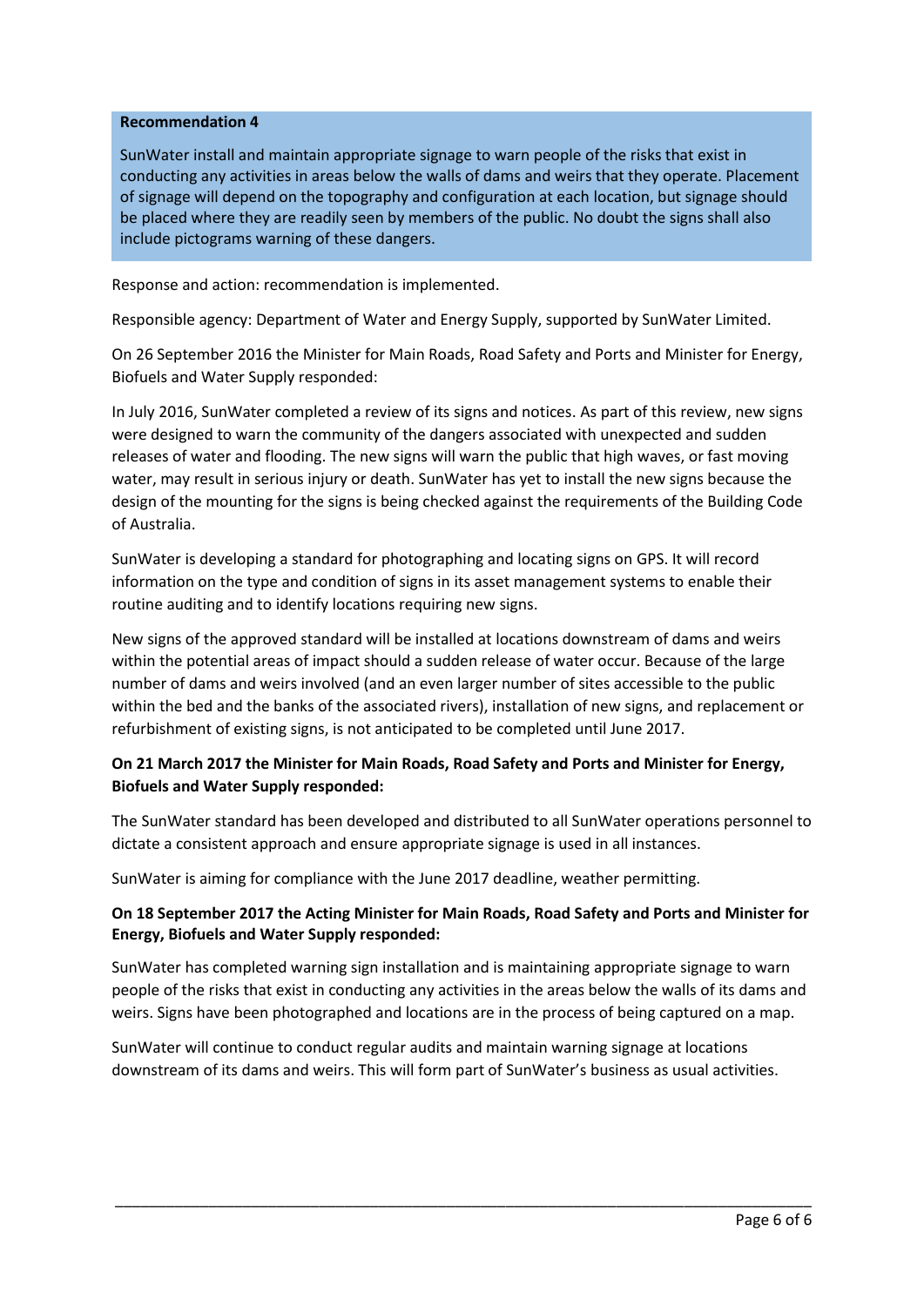**Recommendation 4**

SunWater install and maintain appropriate signage to warn people of the risks that exist in conducting any activities in areas below the walls of dams and weirs that they operate. Placement of signage will depend on the topography and configuration at each location, but signage should be placed where they are readily seen by members of the public. No doubt the signs shall also include pictograms warning of these dangers.

Response and action: recommendation is implemented.

Responsible agency: Department of Water and Energy Supply, supported by SunWater Limited.

On 26 September 2016 the Minister for Main Roads, Road Safety and Ports and Minister for Energy, Biofuels and Water Supply responded:

In July 2016, SunWater completed a review of its signs and notices. As part of this review, new signs were designed to warn the community of the dangers associated with unexpected and sudden releases of water and flooding. The new signs will warn the public that high waves, or fast moving water, may result in serious injury or death. SunWater has yet to install the new signs because the design of the mounting for the signs is being checked against the requirements of the Building Code of Australia.

SunWater is developing a standard for photographing and locating signs on GPS. It will record information on the type and condition of signs in its asset management systems to enable their routine auditing and to identify locations requiring new signs.

New signs of the approved standard will be installed at locations downstream of dams and weirs within the potential areas of impact should a sudden release of water occur. Because of the large number of dams and weirs involved (and an even larger number of sites accessible to the public within the bed and the banks of the associated rivers), installation of new signs, and replacement or refurbishment of existing signs, is not anticipated to be completed until June 2017.

**On 21 March 2017 the Minister for Main Roads, Road Safety and Ports and Minister for Energy, Biofuels and Water Supply responded:**

The SunWater standard has been developed and distributed to all SunWater operations personnel to dictate a consistent approach and ensure appropriate signage is used in all instances.

SunWater is aiming for compliance with the June 2017 deadline, weather permitting.

**On 18 September 2017 the Acting Minister for Main Roads, Road Safety and Ports and Minister for Energy, Biofuels and Water Supply responded:**

SunWater has completed warning sign installation and is maintaining appropriate signage to warn people of the risks that exist in conducting any activities in the areas below the walls of its dams and weirs. Signs have been photographed and locations are in the process of being captured on a map.

SunWater will continue to conduct regular audits and maintain warning signage at locations downstream of its dams and weirs. This will form part of SunWater's business as usual activities.